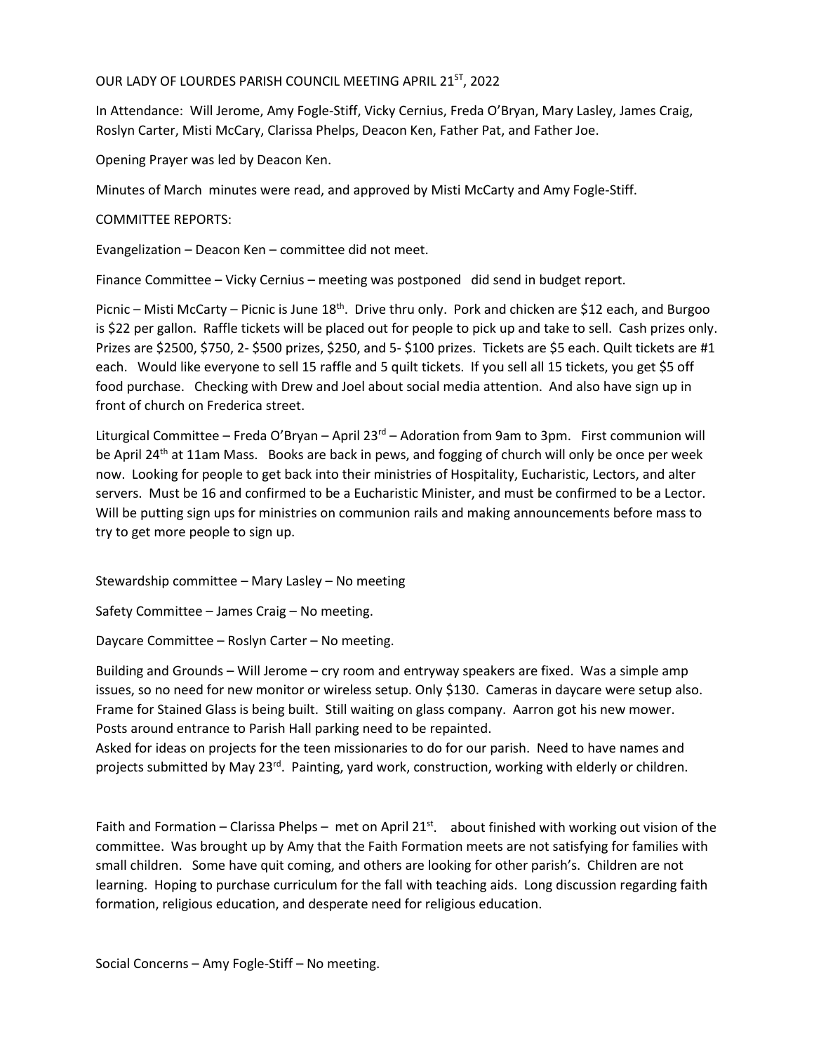OUR LADY OF LOURDES PARISH COUNCIL MEETING APRIL 21ST, 2022

In Attendance: Will Jerome, Amy Fogle-Stiff, Vicky Cernius, Freda O'Bryan, Mary Lasley, James Craig, Roslyn Carter, Misti McCary, Clarissa Phelps, Deacon Ken, Father Pat, and Father Joe.

Opening Prayer was led by Deacon Ken.

Minutes of March minutes were read, and approved by Misti McCarty and Amy Fogle-Stiff.

COMMITTEE REPORTS:

Evangelization – Deacon Ken – committee did not meet.

Finance Committee – Vicky Cernius – meeting was postponed did send in budget report.

Picnic – Misti McCarty – Picnic is June 18th. Drive thru only. Pork and chicken are $12 each, and Burgoo is $22 per gallon. Raffle tickets will be placed out for people to pick up and take to sell. Cash prizes only. Prizes are $2500, $750, 2- $500 prizes, $250, and 5- $100 prizes. Tickets are $5 each. Quilt tickets are #1 each. Would like everyone to sell 15 raffle and 5 quilt tickets. If you sell all 15 tickets, you get $5 off food purchase. Checking with Drew and Joel about social media attention. And also have sign up in front of church on Frederica street.

Liturgical Committee – Freda O'Bryan – April 23rd – Adoration from 9am to 3pm. First communion will be April 24th at 11am Mass. Books are back in pews, and fogging of church will only be once per week now. Looking for people to get back into their ministries of Hospitality, Eucharistic, Lectors, and alter servers. Must be 16 and confirmed to be a Eucharistic Minister, and must be confirmed to be a Lector. Will be putting sign ups for ministries on communion rails and making announcements before mass to try to get more people to sign up.

Stewardship committee – Mary Lasley – No meeting

Safety Committee – James Craig – No meeting.

Daycare Committee – Roslyn Carter – No meeting.

Building and Grounds – Will Jerome – cry room and entryway speakers are fixed. Was a simple amp issues, so no need for new monitor or wireless setup. Only $130. Cameras in daycare were setup also. Frame for Stained Glass is being built. Still waiting on glass company. Aarron got his new mower. Posts around entrance to Parish Hall parking need to be repainted.
Asked for ideas on projects for the teen missionaries to do for our parish. Need to have names and projects submitted by May 23rd. Painting, yard work, construction, working with elderly or children.

Faith and Formation – Clarissa Phelps – met on April 21st. about finished with working out vision of the committee. Was brought up by Amy that the Faith Formation meets are not satisfying for families with small children. Some have quit coming, and others are looking for other parish's. Children are not learning. Hoping to purchase curriculum for the fall with teaching aids. Long discussion regarding faith formation, religious education, and desperate need for religious education.

Social Concerns – Amy Fogle-Stiff – No meeting.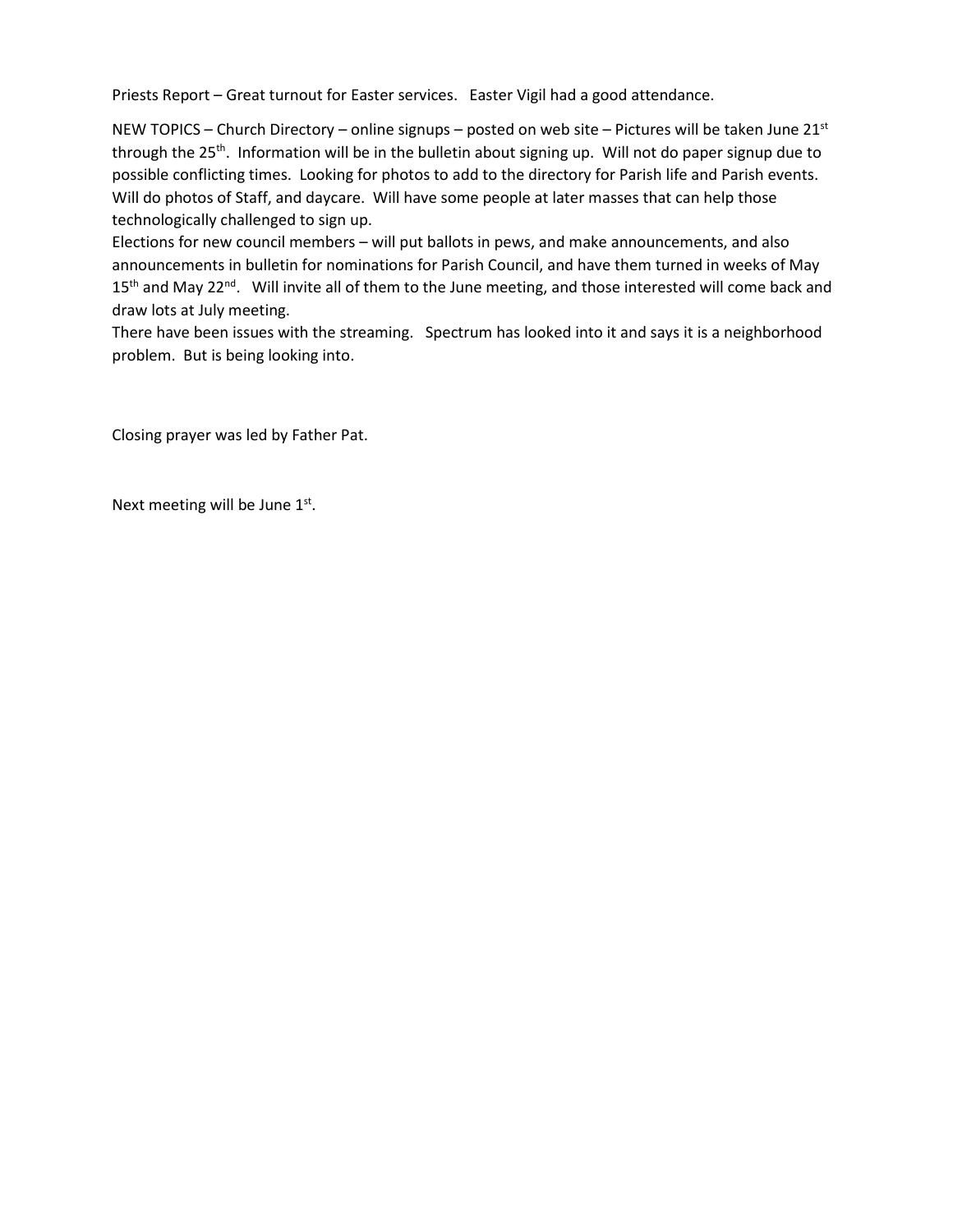Priests Report – Great turnout for Easter services. Easter Vigil had a good attendance.

NEW TOPICS – Church Directory – online signups – posted on web site – Pictures will be taken June 21st through the 25th. Information will be in the bulletin about signing up. Will not do paper signup due to possible conflicting times. Looking for photos to add to the directory for Parish life and Parish events. Will do photos of Staff, and daycare. Will have some people at later masses that can help those technologically challenged to sign up.
Elections for new council members – will put ballots in pews, and make announcements, and also announcements in bulletin for nominations for Parish Council, and have them turned in weeks of May 15th and May 22nd. Will invite all of them to the June meeting, and those interested will come back and draw lots at July meeting.
There have been issues with the streaming. Spectrum has looked into it and says it is a neighborhood problem. But is being looking into.

Closing prayer was led by Father Pat.

Next meeting will be June 1st.